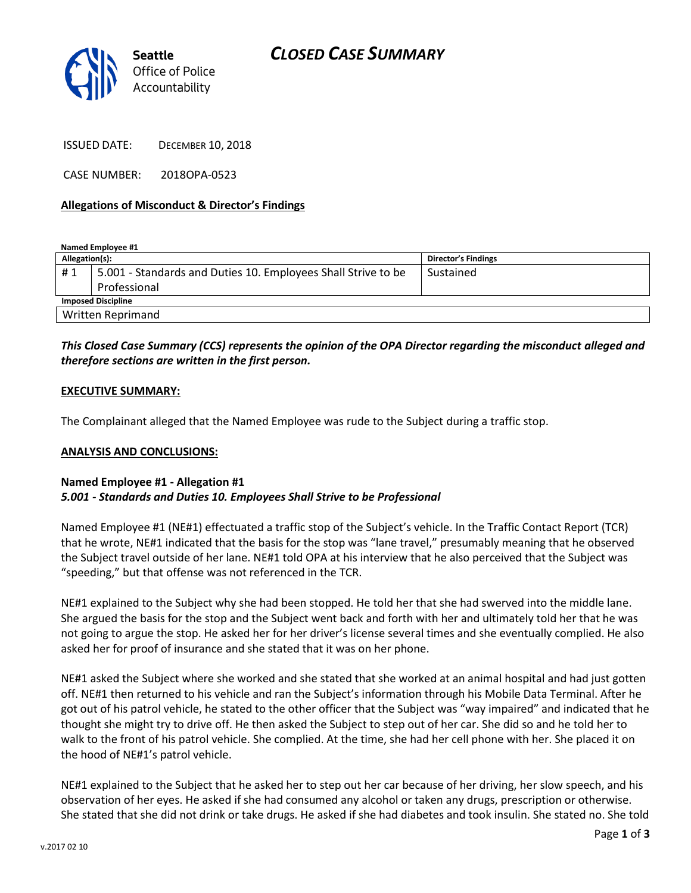Seattle Office of Police Accountability

# CLOSED CASE SUMMARY

ISSUED DATE: DECEMBER 10, 2018

CASE NUMBER: 2018OPA-0523

**Allegations of Misconduct & Director's Findings**

**Named Employee #1**

| Allegation(s): | | Director's Findings |
|---|---|---|
| # 1 | 5.001 - Standards and Duties 10. Employees Shall Strive to be Professional | Sustained |
| **Imposed Discipline** | | |
| Written Reprimand | | |

***This Closed Case Summary (CCS) represents the opinion of the OPA Director regarding the misconduct alleged and therefore sections are written in the first person.***

**EXECUTIVE SUMMARY:**

The Complainant alleged that the Named Employee was rude to the Subject during a traffic stop.

**ANALYSIS AND CONCLUSIONS:**

**Named Employee #1 - Allegation #1**
***5.001 - Standards and Duties 10. Employees Shall Strive to be Professional***

Named Employee #1 (NE#1) effectuated a traffic stop of the Subject's vehicle. In the Traffic Contact Report (TCR) that he wrote, NE#1 indicated that the basis for the stop was "lane travel," presumably meaning that he observed the Subject travel outside of her lane. NE#1 told OPA at his interview that he also perceived that the Subject was "speeding," but that offense was not referenced in the TCR.

NE#1 explained to the Subject why she had been stopped. He told her that she had swerved into the middle lane. She argued the basis for the stop and the Subject went back and forth with her and ultimately told her that he was not going to argue the stop. He asked her for her driver's license several times and she eventually complied. He also asked her for proof of insurance and she stated that it was on her phone.

NE#1 asked the Subject where she worked and she stated that she worked at an animal hospital and had just gotten off. NE#1 then returned to his vehicle and ran the Subject's information through his Mobile Data Terminal. After he got out of his patrol vehicle, he stated to the other officer that the Subject was "way impaired" and indicated that he thought she might try to drive off. He then asked the Subject to step out of her car. She did so and he told her to walk to the front of his patrol vehicle. She complied. At the time, she had her cell phone with her. She placed it on the hood of NE#1's patrol vehicle.

NE#1 explained to the Subject that he asked her to step out her car because of her driving, her slow speech, and his observation of her eyes. He asked if she had consumed any alcohol or taken any drugs, prescription or otherwise. She stated that she did not drink or take drugs. He asked if she had diabetes and took insulin. She stated no. She told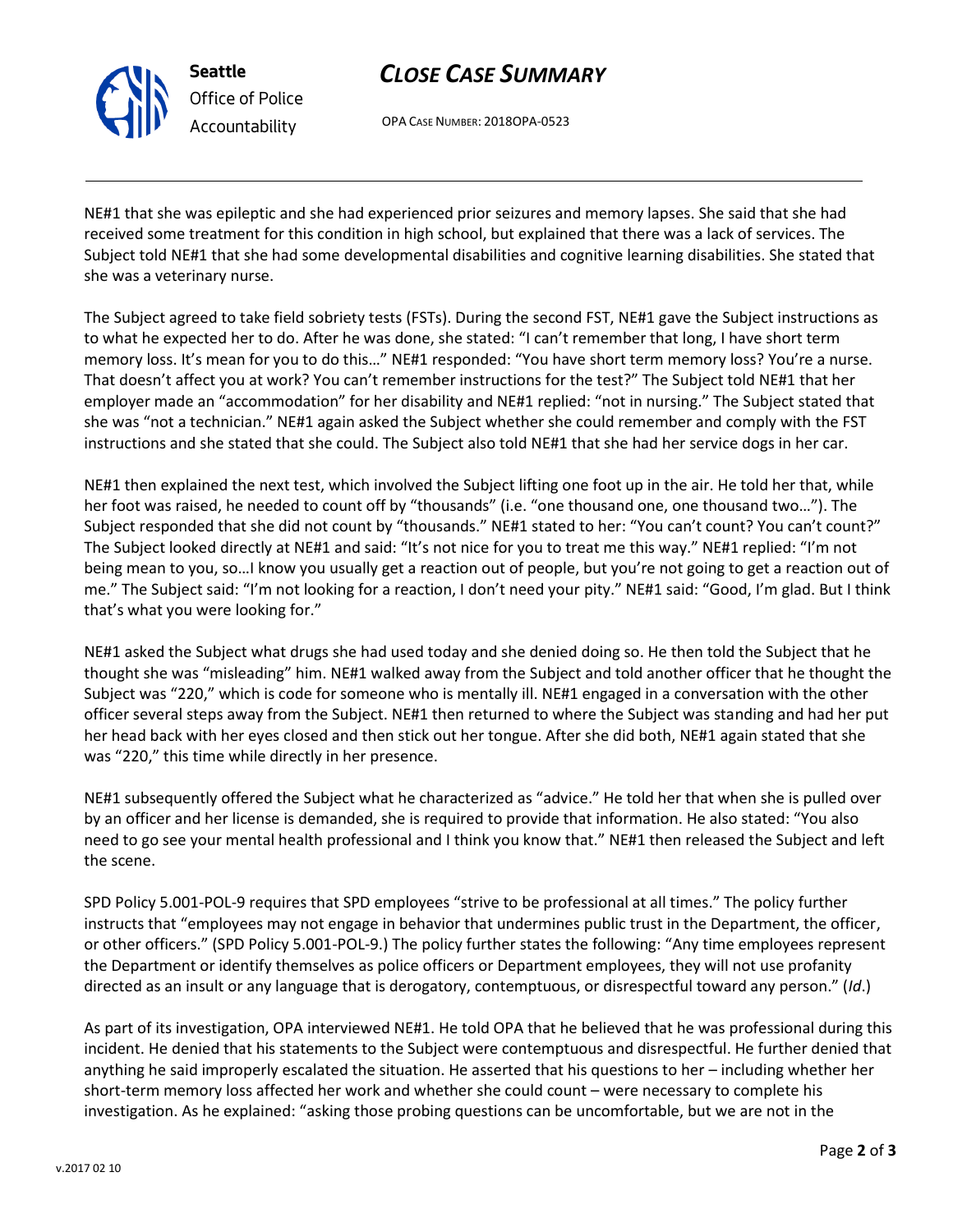NE#1 that she was epileptic and she had experienced prior seizures and memory lapses. She said that she had received some treatment for this condition in high school, but explained that there was a lack of services. The Subject told NE#1 that she had some developmental disabilities and cognitive learning disabilities. She stated that she was a veterinary nurse.

The Subject agreed to take field sobriety tests (FSTs). During the second FST, NE#1 gave the Subject instructions as to what he expected her to do. After he was done, she stated: "I can't remember that long, I have short term memory loss. It's mean for you to do this…" NE#1 responded: "You have short term memory loss? You're a nurse. That doesn't affect you at work? You can't remember instructions for the test?" The Subject told NE#1 that her employer made an "accommodation" for her disability and NE#1 replied: "not in nursing." The Subject stated that she was "not a technician." NE#1 again asked the Subject whether she could remember and comply with the FST instructions and she stated that she could. The Subject also told NE#1 that she had her service dogs in her car.

NE#1 then explained the next test, which involved the Subject lifting one foot up in the air. He told her that, while her foot was raised, he needed to count off by "thousands" (i.e. "one thousand one, one thousand two…"). The Subject responded that she did not count by "thousands." NE#1 stated to her: "You can't count? You can't count?" The Subject looked directly at NE#1 and said: "It's not nice for you to treat me this way." NE#1 replied: "I'm not being mean to you, so…I know you usually get a reaction out of people, but you're not going to get a reaction out of me." The Subject said: "I'm not looking for a reaction, I don't need your pity." NE#1 said: "Good, I'm glad. But I think that's what you were looking for."

NE#1 asked the Subject what drugs she had used today and she denied doing so. He then told the Subject that he thought she was "misleading" him. NE#1 walked away from the Subject and told another officer that he thought the Subject was "220," which is code for someone who is mentally ill. NE#1 engaged in a conversation with the other officer several steps away from the Subject. NE#1 then returned to where the Subject was standing and had her put her head back with her eyes closed and then stick out her tongue. After she did both, NE#1 again stated that she was "220," this time while directly in her presence.

NE#1 subsequently offered the Subject what he characterized as "advice." He told her that when she is pulled over by an officer and her license is demanded, she is required to provide that information. He also stated: "You also need to go see your mental health professional and I think you know that." NE#1 then released the Subject and left the scene.

SPD Policy 5.001-POL-9 requires that SPD employees "strive to be professional at all times." The policy further instructs that "employees may not engage in behavior that undermines public trust in the Department, the officer, or other officers." (SPD Policy 5.001-POL-9.) The policy further states the following: "Any time employees represent the Department or identify themselves as police officers or Department employees, they will not use profanity directed as an insult or any language that is derogatory, contemptuous, or disrespectful toward any person." (*Id*.)

As part of its investigation, OPA interviewed NE#1. He told OPA that he believed that he was professional during this incident. He denied that his statements to the Subject were contemptuous and disrespectful. He further denied that anything he said improperly escalated the situation. He asserted that his questions to her – including whether her short-term memory loss affected her work and whether she could count – were necessary to complete his investigation. As he explained: "asking those probing questions can be uncomfortable, but we are not in the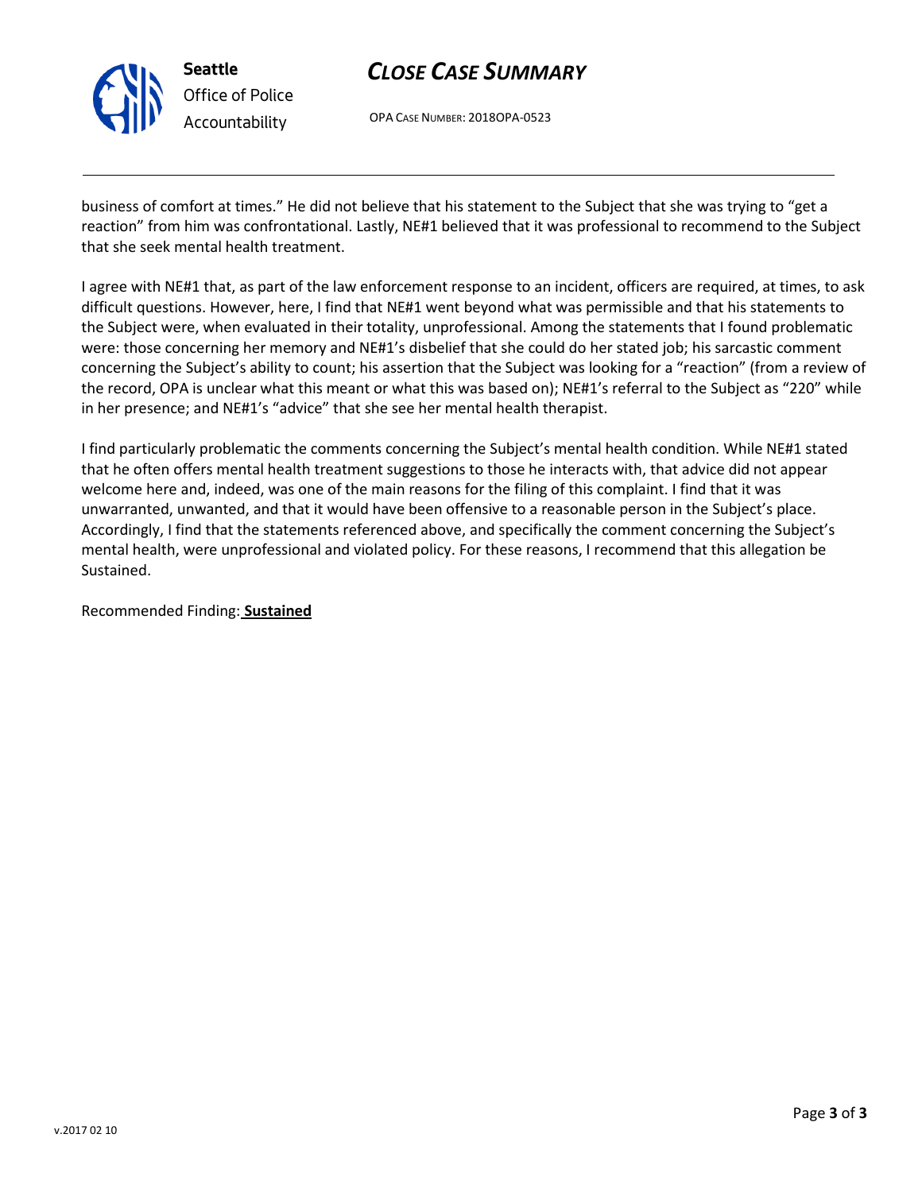business of comfort at times." He did not believe that his statement to the Subject that she was trying to "get a reaction" from him was confrontational. Lastly, NE#1 believed that it was professional to recommend to the Subject that she seek mental health treatment.

I agree with NE#1 that, as part of the law enforcement response to an incident, officers are required, at times, to ask difficult questions. However, here, I find that NE#1 went beyond what was permissible and that his statements to the Subject were, when evaluated in their totality, unprofessional. Among the statements that I found problematic were: those concerning her memory and NE#1's disbelief that she could do her stated job; his sarcastic comment concerning the Subject's ability to count; his assertion that the Subject was looking for a "reaction" (from a review of the record, OPA is unclear what this meant or what this was based on); NE#1's referral to the Subject as "220" while in her presence; and NE#1's "advice" that she see her mental health therapist.

I find particularly problematic the comments concerning the Subject's mental health condition. While NE#1 stated that he often offers mental health treatment suggestions to those he interacts with, that advice did not appear welcome here and, indeed, was one of the main reasons for the filing of this complaint. I find that it was unwarranted, unwanted, and that it would have been offensive to a reasonable person in the Subject's place. Accordingly, I find that the statements referenced above, and specifically the comment concerning the Subject's mental health, were unprofessional and violated policy. For these reasons, I recommend that this allegation be Sustained.

Recommended Finding: **Sustained**